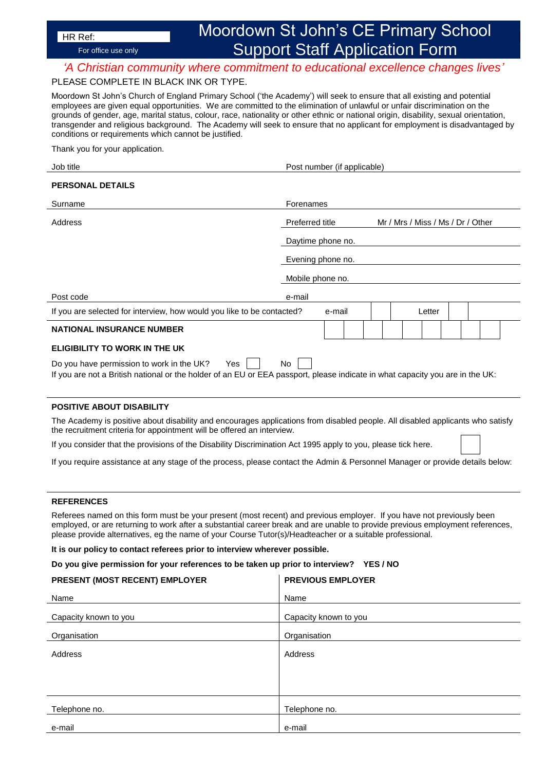HR Ref:

For office use only

# Moordown St John's CE Primary School Support Staff Application Form

*'A Christian community where commitment to educational excellence changes lives'*

PLEASE COMPLETE IN BLACK INK OR TYPE.

Moordown St John's Church of England Primary School ('the Academy') will seek to ensure that all existing and potential employees are given equal opportunities. We are committed to the elimination of unlawful or unfair discrimination on the grounds of gender, age, marital status, colour, race, nationality or other ethnic or national origin, disability, sexual orientation, transgender and religious background. The Academy will seek to ensure that no applicant for employment is disadvantaged by conditions or requirements which cannot be justified.

Thank you for your application.

| Job title | Post number (if applicable) |
|---|---|

**PERSONAL DETAILS**

| | |
|---|---|
| Surname | Forenames |
| Address | Preferred title Mr / Mrs / Miss / Ms / Dr / Other |
| | Daytime phone no. |
| | Evening phone no. |
| | Mobile phone no. |
| Post code | e-mail |

If you are selected for interview, how would you like to be contacted? e-mail ☐ Letter ☐

**NATIONAL INSURANCE NUMBER** ☐☐☐☐☐☐☐☐☐

**ELIGIBILITY TO WORK IN THE UK**

Do you have permission to work in the UK? Yes ☐ No ☐

If you are not a British national or the holder of an EU or EEA passport, please indicate in what capacity you are in the UK:

**POSITIVE ABOUT DISABILITY**

The Academy is positive about disability and encourages applications from disabled people. All disabled applicants who satisfy the recruitment criteria for appointment will be offered an interview.

If you consider that the provisions of the Disability Discrimination Act 1995 apply to you, please tick here. ☐

If you require assistance at any stage of the process, please contact the Admin & Personnel Manager or provide details below:

**REFERENCES**

Referees named on this form must be your present (most recent) and previous employer. If you have not previously been employed, or are returning to work after a substantial career break and are unable to provide previous employment references, please provide alternatives, eg the name of your Course Tutor(s)/Headteacher or a suitable professional.

**It is our policy to contact referees prior to interview wherever possible.**

**Do you give permission for your references to be taken up prior to interview? YES / NO**

| PRESENT (MOST RECENT) EMPLOYER | PREVIOUS EMPLOYER |
|---|---|
| Name | Name |
| Capacity known to you | Capacity known to you |
| Organisation | Organisation |
| Address | Address |
| Telephone no. | Telephone no. |
| e-mail | e-mail |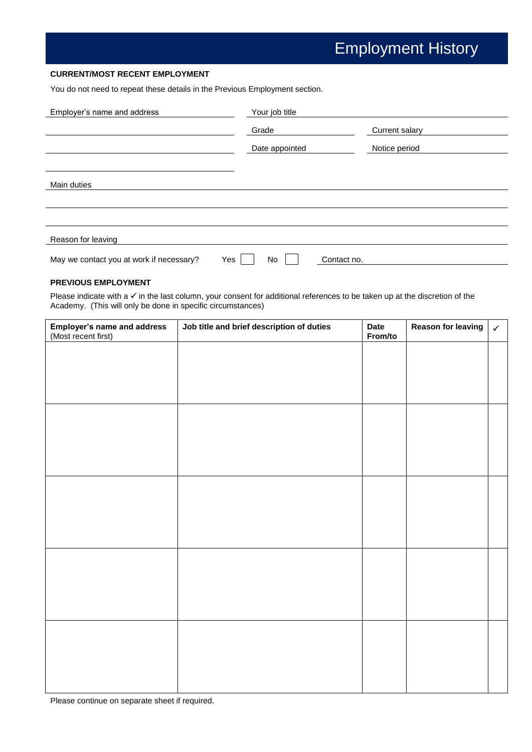# Employment History

**CURRENT/MOST RECENT EMPLOYMENT**

You do not need to repeat these details in the Previous Employment section.

Employer's name and address

Your job title

Grade

Current salary

Date appointed

Notice period

Main duties

Reason for leaving

May we contact you at work if necessary? Yes ☐ No ☐ Contact no.

**PREVIOUS EMPLOYMENT**

Please indicate with a ✓ in the last column, your consent for additional references to be taken up at the discretion of the Academy. (This will only be done in specific circumstances)

| **Employer's name and address** (Most recent first) | **Job title and brief description of duties** | **Date From/to** | **Reason for leaving** | ✓ |
|---|---|---|---|---|
| | | | | |
| | | | | |
| | | | | |
| | | | | |
| | | | | |

Please continue on separate sheet if required.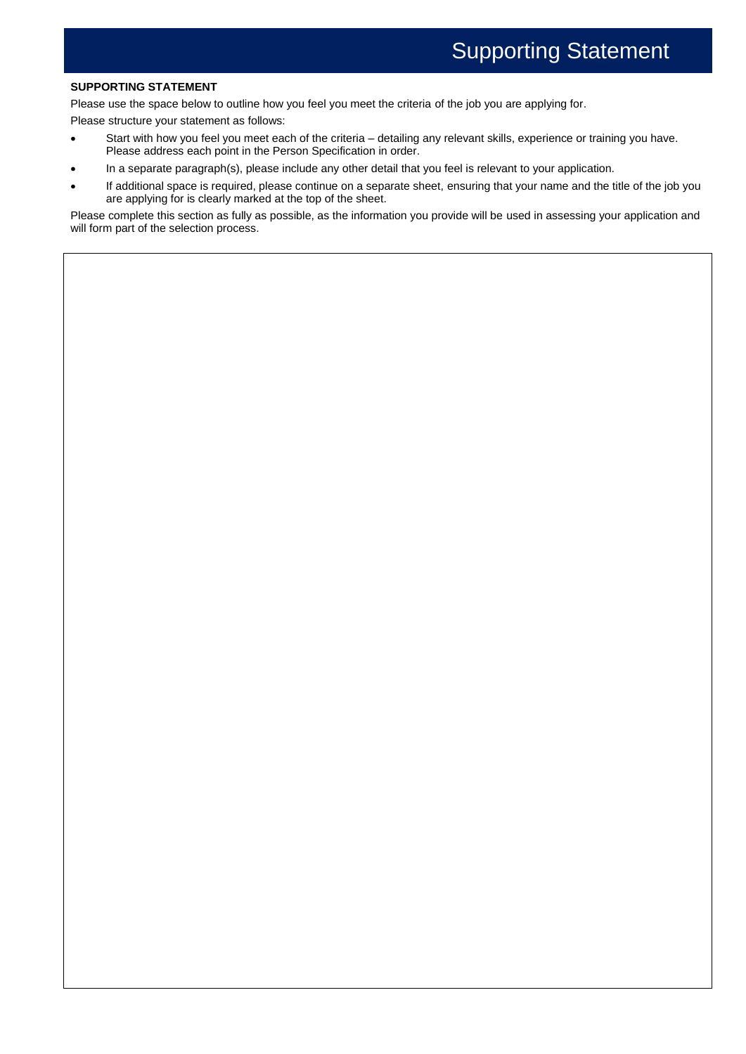# Supporting Statement

**SUPPORTING STATEMENT**

Please use the space below to outline how you feel you meet the criteria of the job you are applying for.

Please structure your statement as follows:

- Start with how you feel you meet each of the criteria – detailing any relevant skills, experience or training you have. Please address each point in the Person Specification in order.
- In a separate paragraph(s), please include any other detail that you feel is relevant to your application.
- If additional space is required, please continue on a separate sheet, ensuring that your name and the title of the job you are applying for is clearly marked at the top of the sheet.

Please complete this section as fully as possible, as the information you provide will be used in assessing your application and will form part of the selection process.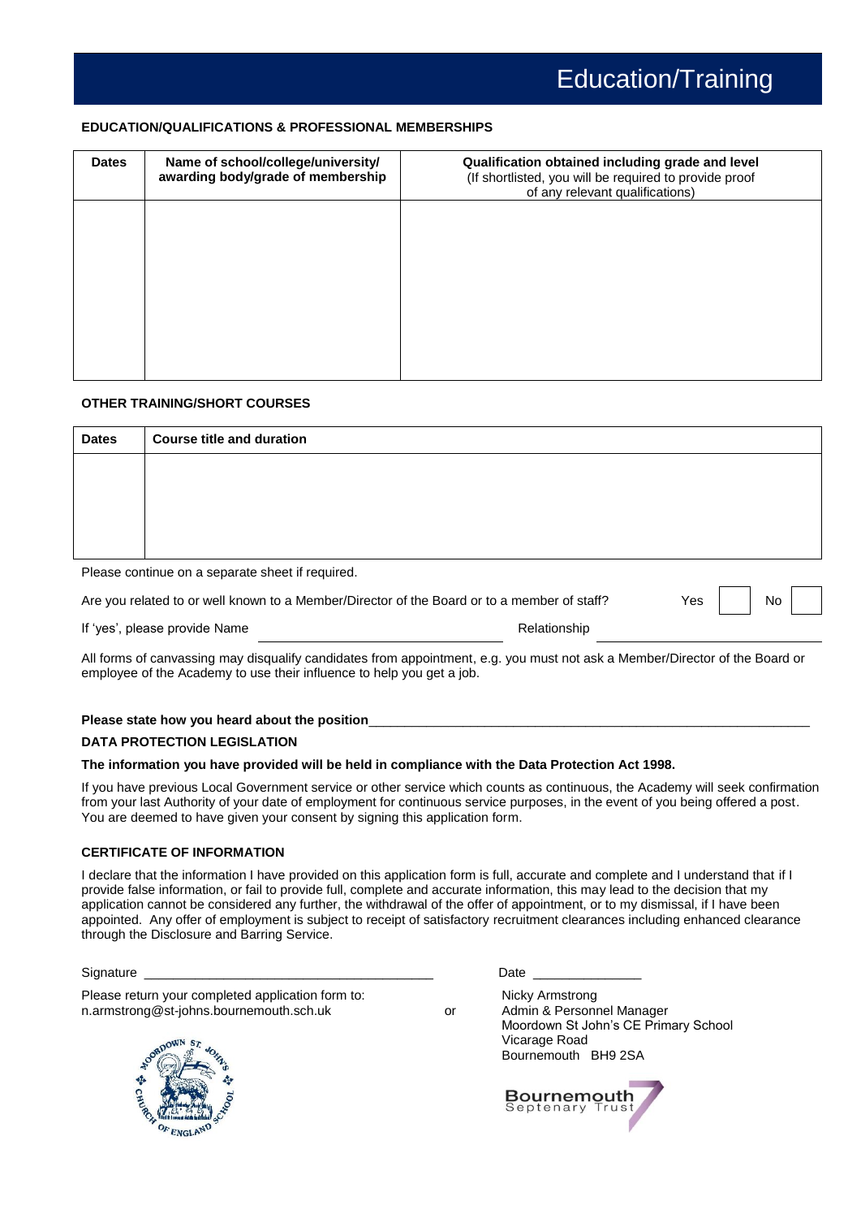# Education/Training

**EDUCATION/QUALIFICATIONS & PROFESSIONAL MEMBERSHIPS**

| Dates | Name of school/college/university/ awarding body/grade of membership | Qualification obtained including grade and level (If shortlisted, you will be required to provide proof of any relevant qualifications) |
|---|---|---|
| | | |

**OTHER TRAINING/SHORT COURSES**

| Dates | Course title and duration |
|---|---|
| | |

Please continue on a separate sheet if required.

Are you related to or well known to a Member/Director of the Board or to a member of staff? Yes ☐ No ☐

If 'yes', please provide Name ______________________ Relationship ______________________

All forms of canvassing may disqualify candidates from appointment, e.g. you must not ask a Member/Director of the Board or employee of the Academy to use their influence to help you get a job.

**Please state how you heard about the position**______________________________________________

**DATA PROTECTION LEGISLATION**

**The information you have provided will be held in compliance with the Data Protection Act 1998.**

If you have previous Local Government service or other service which counts as continuous, the Academy will seek confirmation from your last Authority of your date of employment for continuous service purposes, in the event of you being offered a post. You are deemed to have given your consent by signing this application form.

**CERTIFICATE OF INFORMATION**

I declare that the information I have provided on this application form is full, accurate and complete and I understand that if I provide false information, or fail to provide full, complete and accurate information, this may lead to the decision that my application cannot be considered any further, the withdrawal of the offer of appointment, or to my dismissal, if I have been appointed. Any offer of employment is subject to receipt of satisfactory recruitment clearances including enhanced clearance through the Disclosure and Barring Service.

Signature ________________________________________ Date _______________

Please return your completed application form to:
n.armstrong@st-johns.bournemouth.sch.uk

or

Nicky Armstrong
Admin & Personnel Manager
Moordown St John's CE Primary School
Vicarage Road
Bournemouth BH9 2SA

Bournemouth Septenary Trust